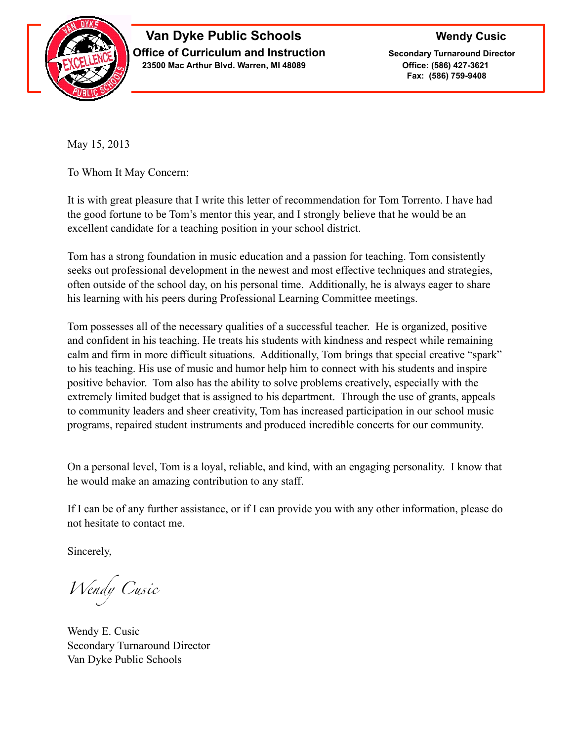**Van Dyke Public Schools**
**Office of Curriculum and Instruction**
**23500 Mac Arthur Blvd. Warren, MI 48089**

**Wendy Cusic**
**Secondary Turnaround Director**
**Office: (586) 427-3621**
**Fax: (586) 759-9408**

May 15, 2013

To Whom It May Concern:

It is with great pleasure that I write this letter of recommendation for Tom Torrento. I have had the good fortune to be Tom's mentor this year, and I strongly believe that he would be an excellent candidate for a teaching position in your school district.

Tom has a strong foundation in music education and a passion for teaching. Tom consistently seeks out professional development in the newest and most effective techniques and strategies, often outside of the school day, on his personal time. Additionally, he is always eager to share his learning with his peers during Professional Learning Committee meetings.

Tom possesses all of the necessary qualities of a successful teacher. He is organized, positive and confident in his teaching. He treats his students with kindness and respect while remaining calm and firm in more difficult situations. Additionally, Tom brings that special creative "spark" to his teaching. His use of music and humor help him to connect with his students and inspire positive behavior. Tom also has the ability to solve problems creatively, especially with the extremely limited budget that is assigned to his department. Through the use of grants, appeals to community leaders and sheer creativity, Tom has increased participation in our school music programs, repaired student instruments and produced incredible concerts for our community.

On a personal level, Tom is a loyal, reliable, and kind, with an engaging personality. I know that he would make an amazing contribution to any staff.

If I can be of any further assistance, or if I can provide you with any other information, please do not hesitate to contact me.

Sincerely,

*Wendy Cusic*

Wendy E. Cusic
Secondary Turnaround Director
Van Dyke Public Schools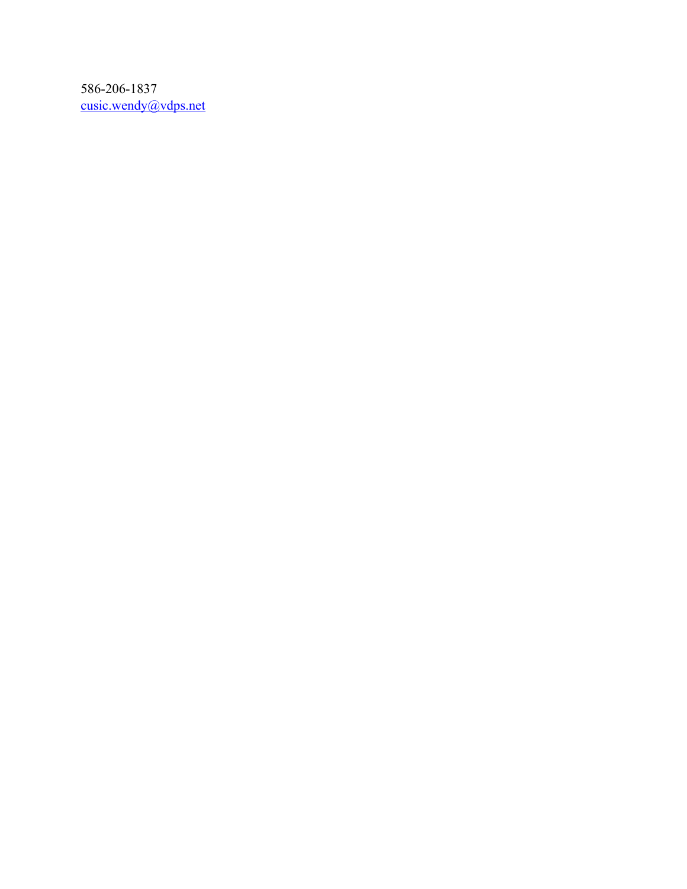586-206-1837
cusic.wendy@vdps.net